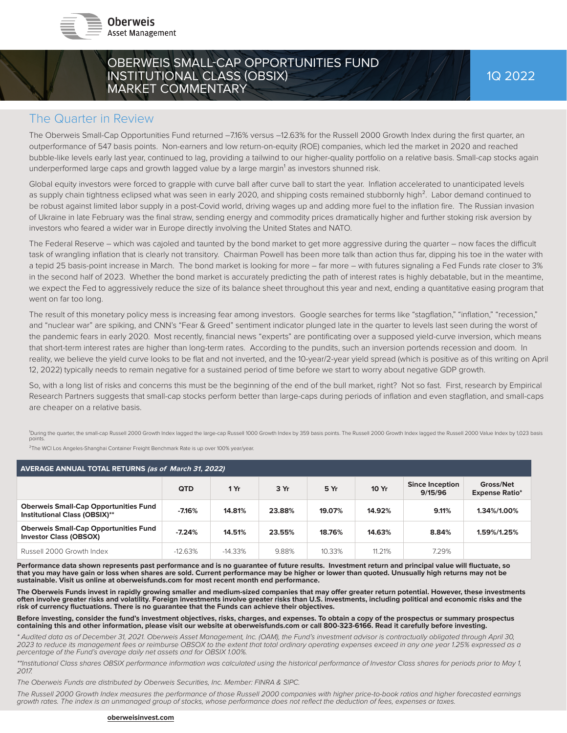Oberweis Asset Management

# OBERWEIS SMALL-CAP OPPORTUNITIES FUND INSTITUTIONAL CLASS (OBSIX) MARKET COMMENTARY

1Q 2022

## The Quarter in Review

The Oberweis Small-Cap Opportunities Fund returned –7.16% versus –12.63% for the Russell 2000 Growth Index during the first quarter, an outperformance of 547 basis points. Non-earners and low return-on-equity (ROE) companies, which led the market in 2020 and reached bubble-like levels early last year, continued to lag, providing a tailwind to our higher-quality portfolio on a relative basis. Small-cap stocks again underperformed large caps and growth lagged value by a large margin[1] as investors shunned risk.

Global equity investors were forced to grapple with curve ball after curve ball to start the year. Inflation accelerated to unanticipated levels as supply chain tightness eclipsed what was seen in early 2020, and shipping costs remained stubbornly high[2]. Labor demand continued to be robust against limited labor supply in a post-Covid world, driving wages up and adding more fuel to the inflation fire. The Russian invasion of Ukraine in late February was the final straw, sending energy and commodity prices dramatically higher and further stoking risk aversion by investors who feared a wider war in Europe directly involving the United States and NATO.

The Federal Reserve – which was cajoled and taunted by the bond market to get more aggressive during the quarter – now faces the difficult task of wrangling inflation that is clearly not transitory. Chairman Powell has been more talk than action thus far, dipping his toe in the water with a tepid 25 basis-point increase in March. The bond market is looking for more – far more – with futures signaling a Fed Funds rate closer to 3% in the second half of 2023. Whether the bond market is accurately predicting the path of interest rates is highly debatable, but in the meantime, we expect the Fed to aggressively reduce the size of its balance sheet throughout this year and next, ending a quantitative easing program that went on far too long.

The result of this monetary policy mess is increasing fear among investors. Google searches for terms like "stagflation," "inflation," "recession," and "nuclear war" are spiking, and CNN's "Fear & Greed" sentiment indicator plunged late in the quarter to levels last seen during the worst of the pandemic fears in early 2020. Most recently, financial news "experts" are pontificating over a supposed yield-curve inversion, which means that short-term interest rates are higher than long-term rates. According to the pundits, such an inversion portends recession and doom. In reality, we believe the yield curve looks to be flat and not inverted, and the 10-year/2-year yield spread (which is positive as of this writing on April 12, 2022) typically needs to remain negative for a sustained period of time before we start to worry about negative GDP growth.

So, with a long list of risks and concerns this must be the beginning of the end of the bull market, right? Not so fast. First, research by Empirical Research Partners suggests that small-cap stocks perform better than large-caps during periods of inflation and even stagflation, and small-caps are cheaper on a relative basis.

[1]During the quarter, the small-cap Russell 2000 Growth Index lagged the large-cap Russell 1000 Growth Index by 359 basis points. The Russell 2000 Growth Index lagged the Russell 2000 Value Index by 1,023 basis points.

[2]The WCI Los Angeles-Shanghai Container Freight Benchmark Rate is up over 100% year/year.

**AVERAGE ANNUAL TOTAL RETURNS *(as of March 31, 2022)***

| | QTD | 1 Yr | 3 Yr | 5 Yr | 10 Yr | Since Inception 9/15/96 | Gross/Net Expense Ratio* |
|---|---|---|---|---|---|---|---|
| **Oberweis Small-Cap Opportunities Fund Institutional Class (OBSIX)**** | **-7.16%** | **14.81%** | **23.88%** | **19.07%** | **14.92%** | **9.11%** | **1.34%/1.00%** |
| **Oberweis Small-Cap Opportunities Fund Investor Class (OBSOX)** | **-7.24%** | **14.51%** | **23.55%** | **18.76%** | **14.63%** | **8.84%** | **1.59%/1.25%** |
| Russell 2000 Growth Index | -12.63% | -14.33% | 9.88% | 10.33% | 11.21% | 7.29% | |

**Performance data shown represents past performance and is no guarantee of future results. Investment return and principal value will fluctuate, so that you may have gain or loss when shares are sold. Current performance may be higher or lower than quoted. Unusually high returns may not be sustainable. Visit us online at oberweisfunds.com for most recent month end performance.**

**The Oberweis Funds invest in rapidly growing smaller and medium-sized companies that may offer greater return potential. However, these investments often involve greater risks and volatility. Foreign investments involve greater risks than U.S. investments, including political and economic risks and the risk of currency fluctuations. There is no guarantee that the Funds can achieve their objectives.**

**Before investing, consider the fund's investment objectives, risks, charges, and expenses. To obtain a copy of the prospectus or summary prospectus containing this and other information, please visit our website at oberweisfunds.com or call 800-323-6166. Read it carefully before investing.**

*\* Audited data as of December 31, 2021. Oberweis Asset Management, Inc. (OAM), the Fund's investment advisor is contractually obligated through April 30, 2023 to reduce its management fees or reimburse OBSOX to the extent that total ordinary operating expenses exceed in any one year 1.25% expressed as a percentage of the Fund's average daily net assets and for OBSIX 1.00%.*

*\*\*Institutional Class shares OBSIX performance information was calculated using the historical performance of Investor Class shares for periods prior to May 1, 2017.*

*The Oberweis Funds are distributed by Oberweis Securities, Inc. Member: FINRA & SIPC.*

*The Russell 2000 Growth Index measures the performance of those Russell 2000 companies with higher price-to-book ratios and higher forecasted earnings growth rates. The index is an unmanaged group of stocks, whose performance does not reflect the deduction of fees, expenses or taxes.*

oberweisinvest.com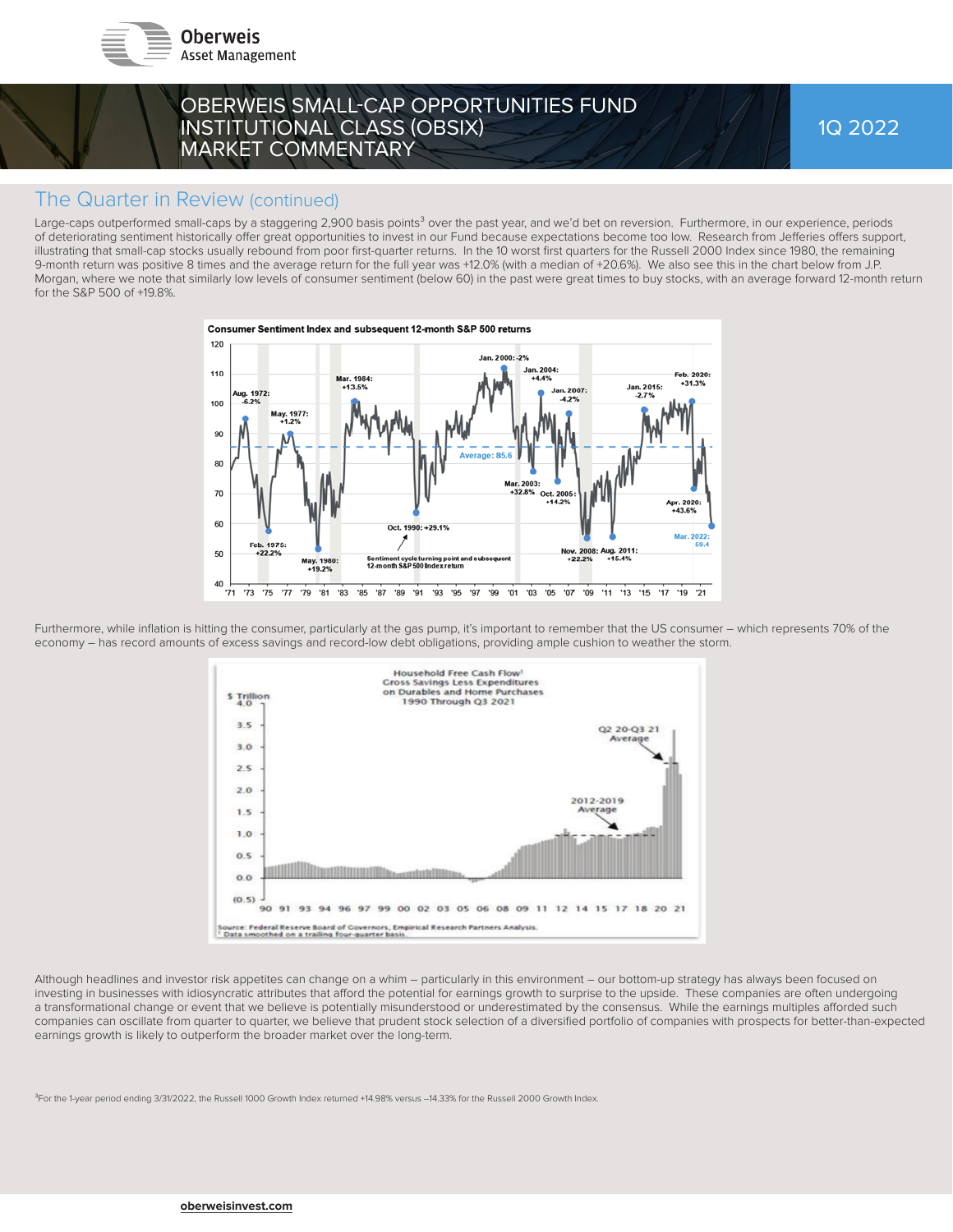## The Quarter in Review (continued)

Large-caps outperformed small-caps by a staggering 2,900 basis points[3] over the past year, and we'd bet on reversion. Furthermore, in our experience, periods of deteriorating sentiment historically offer great opportunities to invest in our Fund because expectations become too low. Research from Jefferies offers support, illustrating that small-cap stocks usually rebound from poor first-quarter returns. In the 10 worst first quarters for the Russell 2000 Index since 1980, the remaining 9-month return was positive 8 times and the average return for the full year was +12.0% (with a median of +20.6%). We also see this in the chart below from J.P. Morgan, where we note that similarly low levels of consumer sentiment (below 60) in the past were great times to buy stocks, with an average forward 12-month return for the S&P 500 of +19.8%.

Furthermore, while inflation is hitting the consumer, particularly at the gas pump, it's important to remember that the US consumer – which represents 70% of the economy – has record amounts of excess savings and record-low debt obligations, providing ample cushion to weather the storm.

Although headlines and investor risk appetites can change on a whim – particularly in this environment – our bottom-up strategy has always been focused on investing in businesses with idiosyncratic attributes that afford the potential for earnings growth to surprise to the upside. These companies are often undergoing a transformational change or event that we believe is potentially misunderstood or underestimated by the consensus. While the earnings multiples afforded such companies can oscillate from quarter to quarter, we believe that prudent stock selection of a diversified portfolio of companies with prospects for better-than-expected earnings growth is likely to outperform the broader market over the long-term.

[3]For the 1-year period ending 3/31/2022, the Russell 1000 Growth Index returned +14.98% versus –14.33% for the Russell 2000 Growth Index.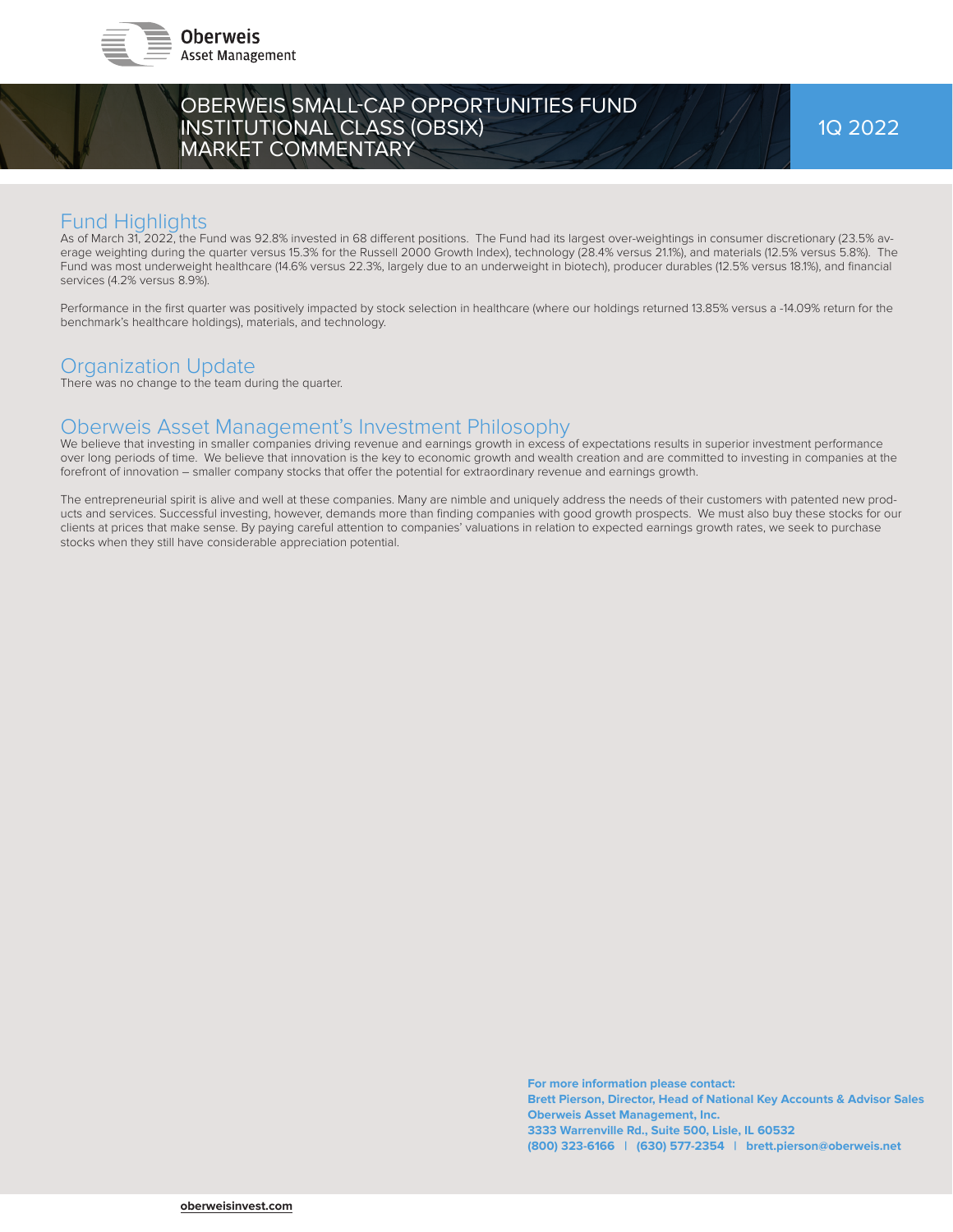# OBERWEIS SMALL-CAP OPPORTUNITIES FUND INSTITUTIONAL CLASS (OBSIX) MARKET COMMENTARY

1Q 2022

## Fund Highlights

As of March 31, 2022, the Fund was 92.8% invested in 68 different positions. The Fund had its largest over-weightings in consumer discretionary (23.5% average weighting during the quarter versus 15.3% for the Russell 2000 Growth Index), technology (28.4% versus 21.1%), and materials (12.5% versus 5.8%). The Fund was most underweight healthcare (14.6% versus 22.3%, largely due to an underweight in biotech), producer durables (12.5% versus 18.1%), and financial services (4.2% versus 8.9%).

Performance in the first quarter was positively impacted by stock selection in healthcare (where our holdings returned 13.85% versus a -14.09% return for the benchmark's healthcare holdings), materials, and technology.

## Organization Update

There was no change to the team during the quarter.

## Oberweis Asset Management's Investment Philosophy

We believe that investing in smaller companies driving revenue and earnings growth in excess of expectations results in superior investment performance over long periods of time. We believe that innovation is the key to economic growth and wealth creation and are committed to investing in companies at the forefront of innovation – smaller company stocks that offer the potential for extraordinary revenue and earnings growth.

The entrepreneurial spirit is alive and well at these companies. Many are nimble and uniquely address the needs of their customers with patented new products and services. Successful investing, however, demands more than finding companies with good growth prospects. We must also buy these stocks for our clients at prices that make sense. By paying careful attention to companies' valuations in relation to expected earnings growth rates, we seek to purchase stocks when they still have considerable appreciation potential.

**For more information please contact:**
**Brett Pierson, Director, Head of National Key Accounts & Advisor Sales**
**Oberweis Asset Management, Inc.**
**3333 Warrenville Rd., Suite 500, Lisle, IL 60532**
**(800) 323-6166 | (630) 577-2354 | brett.pierson@oberweis.net**

oberweisinvest.com